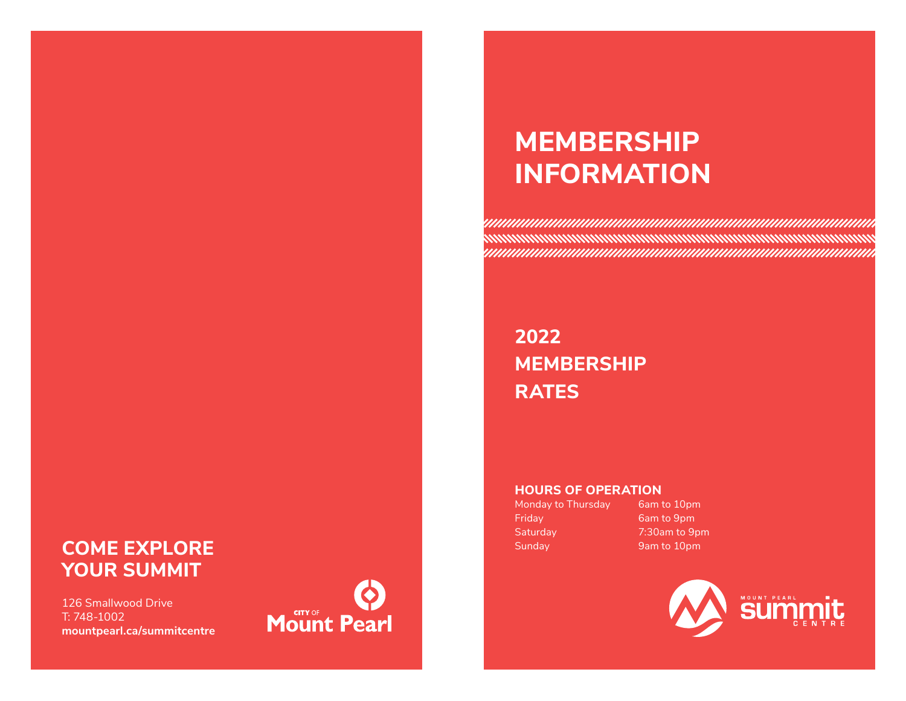## COME EXPLORE YOUR SUMMIT

126 Smallwood Drive
T: 748-1002
**mountpearl.ca/summitcentre**

CITY OF Mount Pearl

# MEMBERSHIP INFORMATION

## 2022 MEMBERSHIP RATES

### HOURS OF OPERATION

| | |
|---|---|
| Monday to Thursday | 6am to 10pm |
| Friday | 6am to 9pm |
| Saturday | 7:30am to 9pm |
| Sunday | 9am to 10pm |

MOUNT PEARL summit CENTRE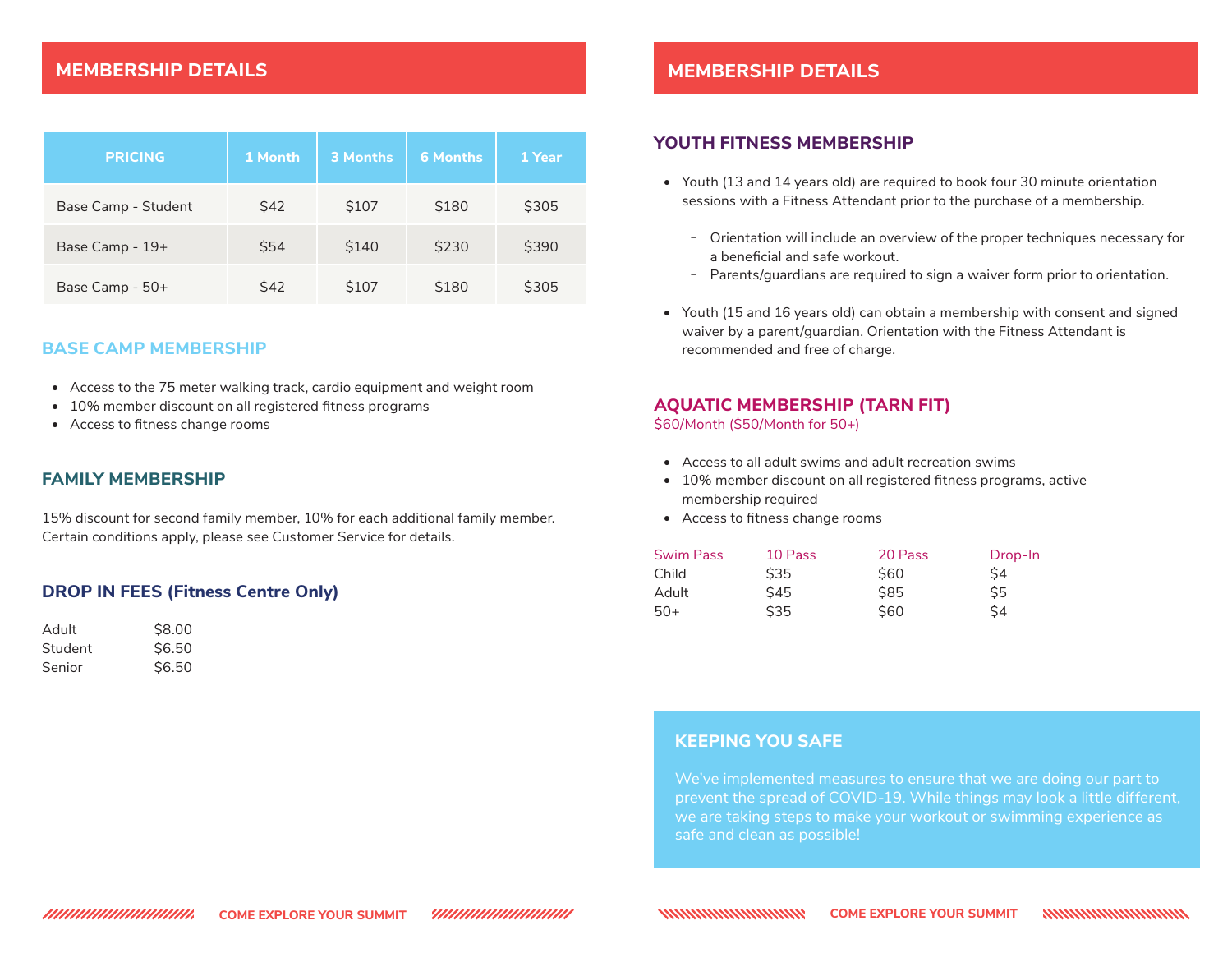## MEMBERSHIP DETAILS

| PRICING | 1 Month | 3 Months | 6 Months | 1 Year |
|---|---|---|---|---|
| Base Camp - Student | $42 | $107 | $180 | $305 |
| Base Camp - 19+ | $54 | $140 | $230 | $390 |
| Base Camp - 50+ | $42 | $107 | $180 | $305 |

### BASE CAMP MEMBERSHIP

- Access to the 75 meter walking track, cardio equipment and weight room
- 10% member discount on all registered fitness programs
- Access to fitness change rooms

### FAMILY MEMBERSHIP

15% discount for second family member, 10% for each additional family member. Certain conditions apply, please see Customer Service for details.

### DROP IN FEES (Fitness Centre Only)

| | |
|---|---|
| Adult | $8.00 |
| Student | $6.50 |
| Senior | $6.50 |

## MEMBERSHIP DETAILS

### YOUTH FITNESS MEMBERSHIP

- Youth (13 and 14 years old) are required to book four 30 minute orientation sessions with a Fitness Attendant prior to the purchase of a membership.
  - Orientation will include an overview of the proper techniques necessary for a beneficial and safe workout.
  - Parents/guardians are required to sign a waiver form prior to orientation.
- Youth (15 and 16 years old) can obtain a membership with consent and signed waiver by a parent/guardian. Orientation with the Fitness Attendant is recommended and free of charge.

### AQUATIC MEMBERSHIP (TARN FIT)

$60/Month ($50/Month for 50+)

- Access to all adult swims and adult recreation swims
- 10% member discount on all registered fitness programs, active membership required
- Access to fitness change rooms

| Swim Pass | 10 Pass | 20 Pass | Drop-In |
|---|---|---|---|
| Child | $35 | $60 | $4 |
| Adult | $45 | $85 | $5 |
| 50+ | $35 | $60 | $4 |

### KEEPING YOU SAFE

We've implemented measures to ensure that we are doing our part to prevent the spread of COVID-19. While things may look a little different, we are taking steps to make your workout or swimming experience as safe and clean as possible!